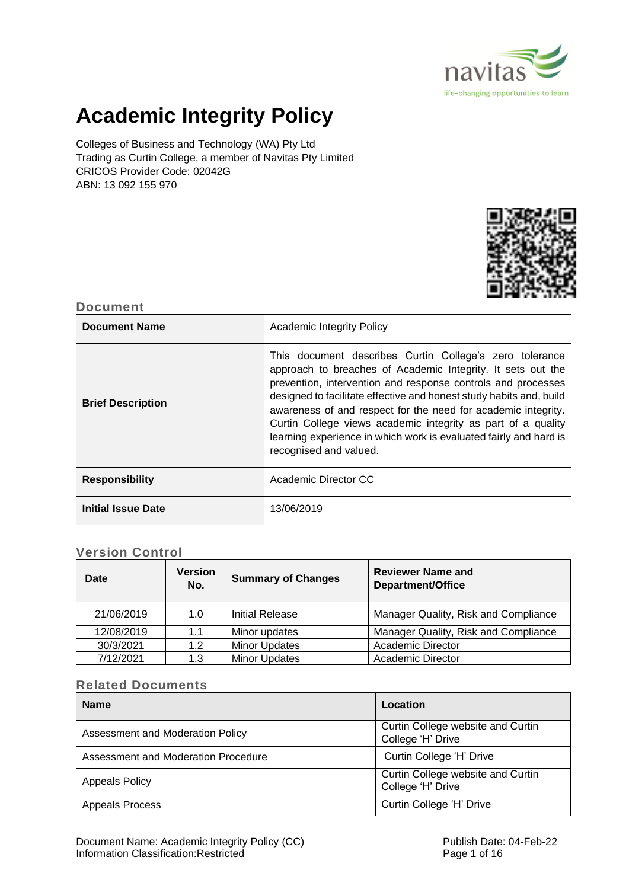# Academic Integrity Policy

Colleges of Business and Technology (WA) Pty Ltd
Trading as Curtin College, a member of Navitas Pty Limited
CRICOS Provider Code: 02042G
ABN: 13 092 155 970

## Document

| Document Name | Academic Integrity Policy |
|---|---|
| Brief Description | This document describes Curtin College's zero tolerance approach to breaches of Academic Integrity. It sets out the prevention, intervention and response controls and processes designed to facilitate effective and honest study habits and, build awareness of and respect for the need for academic integrity. Curtin College views academic integrity as part of a quality learning experience in which work is evaluated fairly and hard is recognised and valued. |
| Responsibility | Academic Director CC |
| Initial Issue Date | 13/06/2019 |

## Version Control

| Date | Version No. | Summary of Changes | Reviewer Name and Department/Office |
|---|---|---|---|
| 21/06/2019 | 1.0 | Initial Release | Manager Quality, Risk and Compliance |
| 12/08/2019 | 1.1 | Minor updates | Manager Quality, Risk and Compliance |
| 30/3/2021 | 1.2 | Minor Updates | Academic Director |
| 7/12/2021 | 1.3 | Minor Updates | Academic Director |

## Related Documents

| Name | Location |
|---|---|
| Assessment and Moderation Policy | Curtin College website and Curtin College 'H' Drive |
| Assessment and Moderation Procedure | Curtin College 'H' Drive |
| Appeals Policy | Curtin College website and Curtin College 'H' Drive |
| Appeals Process | Curtin College 'H' Drive |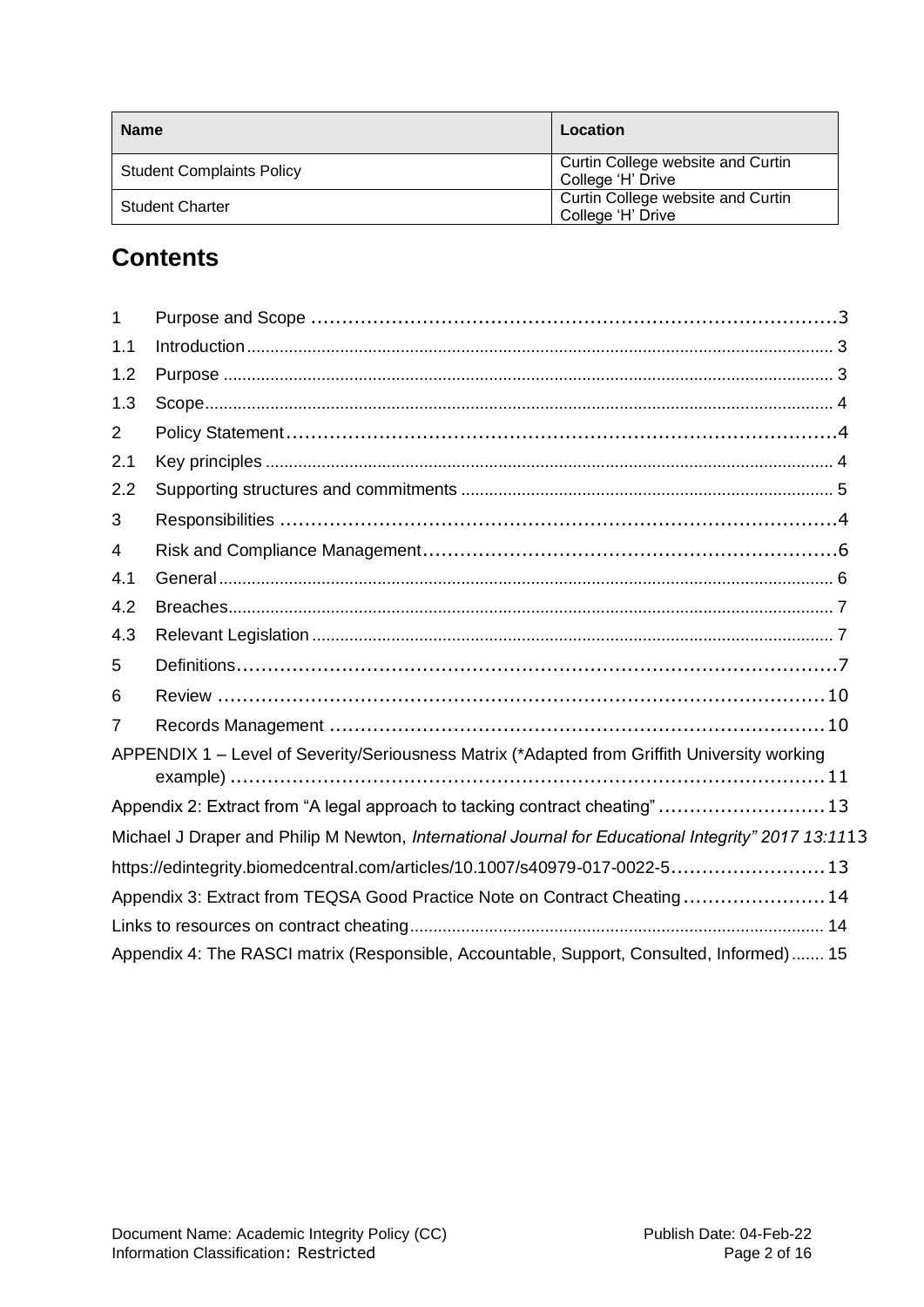| Name | Location |
| --- | --- |
| Student Complaints Policy | Curtin College website and Curtin College 'H' Drive |
| Student Charter | Curtin College website and Curtin College 'H' Drive |

## Contents

1 Purpose and Scope ....................................................................................3
1.1 Introduction ....................................................................................3
1.2 Purpose ....................................................................................3
1.3 Scope ....................................................................................4
2 Policy Statement ....................................................................................4
2.1 Key principles ....................................................................................4
2.2 Supporting structures and commitments ....................................................................................5
3 Responsibilities ....................................................................................4
4 Risk and Compliance Management ....................................................................................6
4.1 General ....................................................................................6
4.2 Breaches ....................................................................................7
4.3 Relevant Legislation ....................................................................................7
5 Definitions ....................................................................................7
6 Review ....................................................................................10
7 Records Management ....................................................................................10
APPENDIX 1 – Level of Severity/Seriousness Matrix (*Adapted from Griffith University working example) ....................................................................................11
Appendix 2: Extract from "A legal approach to tacking contract cheating" ....................................................................................13
Michael J Draper and Philip M Newton, *International Journal for Educational Integrity" 2017 13:11*13
https://edintegrity.biomedcentral.com/articles/10.1007/s40979-017-0022-5 ....................................................................................13
Appendix 3: Extract from TEQSA Good Practice Note on Contract Cheating ....................................................................................14
Links to resources on contract cheating ....................................................................................14
Appendix 4: The RASCI matrix (Responsible, Accountable, Support, Consulted, Informed) ....................................................................................15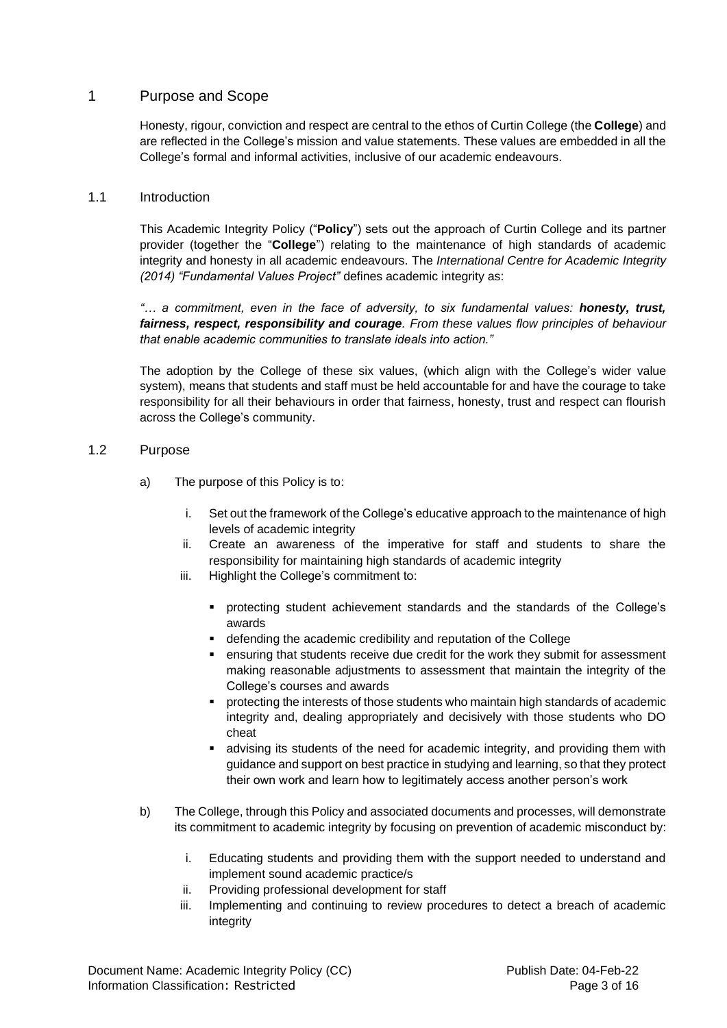# 1 Purpose and Scope

Honesty, rigour, conviction and respect are central to the ethos of Curtin College (the **College**) and are reflected in the College's mission and value statements. These values are embedded in all the College's formal and informal activities, inclusive of our academic endeavours.

## 1.1 Introduction

This Academic Integrity Policy ("**Policy**") sets out the approach of Curtin College and its partner provider (together the "**College**") relating to the maintenance of high standards of academic integrity and honesty in all academic endeavours. The *International Centre for Academic Integrity (2014) "Fundamental Values Project"* defines academic integrity as:

*"… a commitment, even in the face of adversity, to six fundamental values:* ***honesty, trust, fairness, respect, responsibility and courage****. From these values flow principles of behaviour that enable academic communities to translate ideals into action."*

The adoption by the College of these six values, (which align with the College's wider value system), means that students and staff must be held accountable for and have the courage to take responsibility for all their behaviours in order that fairness, honesty, trust and respect can flourish across the College's community.

## 1.2 Purpose

a) The purpose of this Policy is to:

   i. Set out the framework of the College's educative approach to the maintenance of high levels of academic integrity
   ii. Create an awareness of the imperative for staff and students to share the responsibility for maintaining high standards of academic integrity
   iii. Highlight the College's commitment to:

      - protecting student achievement standards and the standards of the College's awards
      - defending the academic credibility and reputation of the College
      - ensuring that students receive due credit for the work they submit for assessment making reasonable adjustments to assessment that maintain the integrity of the College's courses and awards
      - protecting the interests of those students who maintain high standards of academic integrity and, dealing appropriately and decisively with those students who DO cheat
      - advising its students of the need for academic integrity, and providing them with guidance and support on best practice in studying and learning, so that they protect their own work and learn how to legitimately access another person's work

b) The College, through this Policy and associated documents and processes, will demonstrate its commitment to academic integrity by focusing on prevention of academic misconduct by:

   i. Educating students and providing them with the support needed to understand and implement sound academic practice/s
   ii. Providing professional development for staff
   iii. Implementing and continuing to review procedures to detect a breach of academic integrity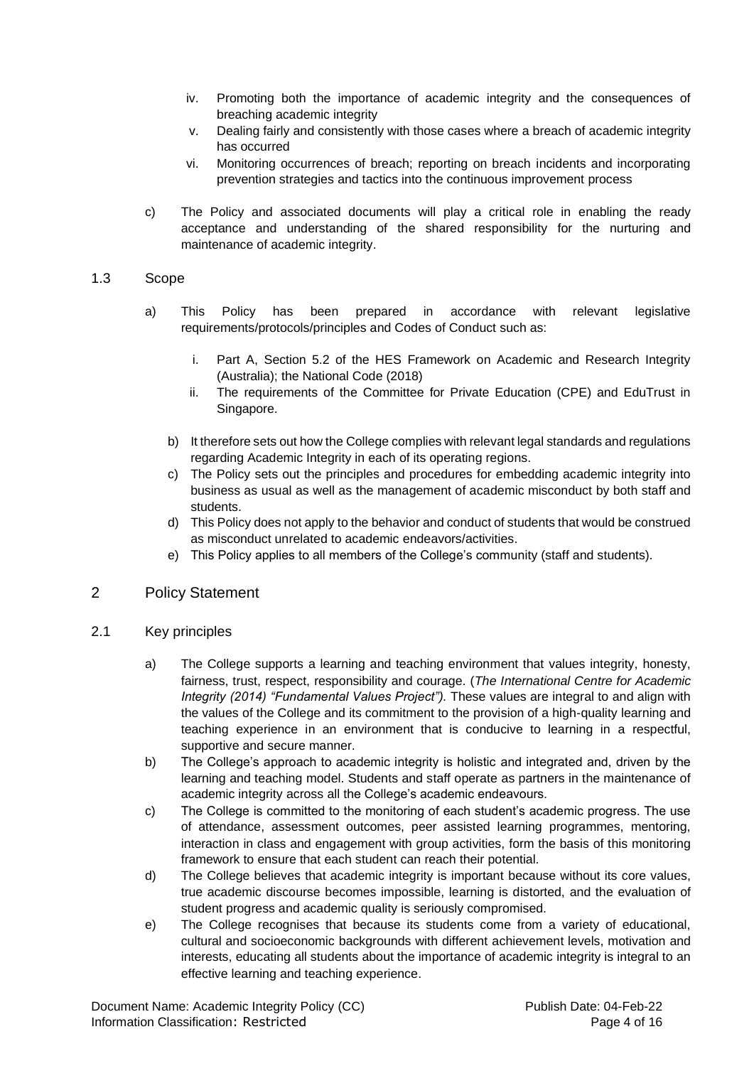iv. Promoting both the importance of academic integrity and the consequences of breaching academic integrity
   v. Dealing fairly and consistently with those cases where a breach of academic integrity has occurred
   vi. Monitoring occurrences of breach; reporting on breach incidents and incorporating prevention strategies and tactics into the continuous improvement process

c) The Policy and associated documents will play a critical role in enabling the ready acceptance and understanding of the shared responsibility for the nurturing and maintenance of academic integrity.

### 1.3 Scope

a) This Policy has been prepared in accordance with relevant legislative requirements/protocols/principles and Codes of Conduct such as:

   i. Part A, Section 5.2 of the HES Framework on Academic and Research Integrity (Australia); the National Code (2018)
   ii. The requirements of the Committee for Private Education (CPE) and EduTrust in Singapore.

b) It therefore sets out how the College complies with relevant legal standards and regulations regarding Academic Integrity in each of its operating regions.

c) The Policy sets out the principles and procedures for embedding academic integrity into business as usual as well as the management of academic misconduct by both staff and students.

d) This Policy does not apply to the behavior and conduct of students that would be construed as misconduct unrelated to academic endeavors/activities.

e) This Policy applies to all members of the College's community (staff and students).

## 2 Policy Statement

### 2.1 Key principles

a) The College supports a learning and teaching environment that values integrity, honesty, fairness, trust, respect, responsibility and courage. (*The International Centre for Academic Integrity (2014) "Fundamental Values Project")*. These values are integral to and align with the values of the College and its commitment to the provision of a high-quality learning and teaching experience in an environment that is conducive to learning in a respectful, supportive and secure manner.

b) The College's approach to academic integrity is holistic and integrated and, driven by the learning and teaching model. Students and staff operate as partners in the maintenance of academic integrity across all the College's academic endeavours.

c) The College is committed to the monitoring of each student's academic progress. The use of attendance, assessment outcomes, peer assisted learning programmes, mentoring, interaction in class and engagement with group activities, form the basis of this monitoring framework to ensure that each student can reach their potential.

d) The College believes that academic integrity is important because without its core values, true academic discourse becomes impossible, learning is distorted, and the evaluation of student progress and academic quality is seriously compromised.

e) The College recognises that because its students come from a variety of educational, cultural and socioeconomic backgrounds with different achievement levels, motivation and interests, educating all students about the importance of academic integrity is integral to an effective learning and teaching experience.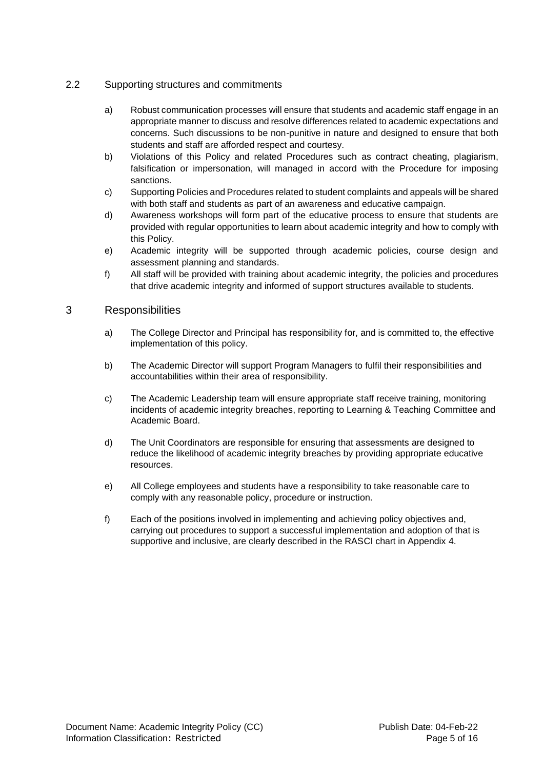## 2.2 Supporting structures and commitments

a) Robust communication processes will ensure that students and academic staff engage in an appropriate manner to discuss and resolve differences related to academic expectations and concerns. Such discussions to be non-punitive in nature and designed to ensure that both students and staff are afforded respect and courtesy.

b) Violations of this Policy and related Procedures such as contract cheating, plagiarism, falsification or impersonation, will managed in accord with the Procedure for imposing sanctions.

c) Supporting Policies and Procedures related to student complaints and appeals will be shared with both staff and students as part of an awareness and educative campaign.

d) Awareness workshops will form part of the educative process to ensure that students are provided with regular opportunities to learn about academic integrity and how to comply with this Policy.

e) Academic integrity will be supported through academic policies, course design and assessment planning and standards.

f) All staff will be provided with training about academic integrity, the policies and procedures that drive academic integrity and informed of support structures available to students.

# 3 Responsibilities

a) The College Director and Principal has responsibility for, and is committed to, the effective implementation of this policy.

b) The Academic Director will support Program Managers to fulfil their responsibilities and accountabilities within their area of responsibility.

c) The Academic Leadership team will ensure appropriate staff receive training, monitoring incidents of academic integrity breaches, reporting to Learning & Teaching Committee and Academic Board.

d) The Unit Coordinators are responsible for ensuring that assessments are designed to reduce the likelihood of academic integrity breaches by providing appropriate educative resources.

e) All College employees and students have a responsibility to take reasonable care to comply with any reasonable policy, procedure or instruction.

f) Each of the positions involved in implementing and achieving policy objectives and, carrying out procedures to support a successful implementation and adoption of that is supportive and inclusive, are clearly described in the RASCI chart in Appendix 4.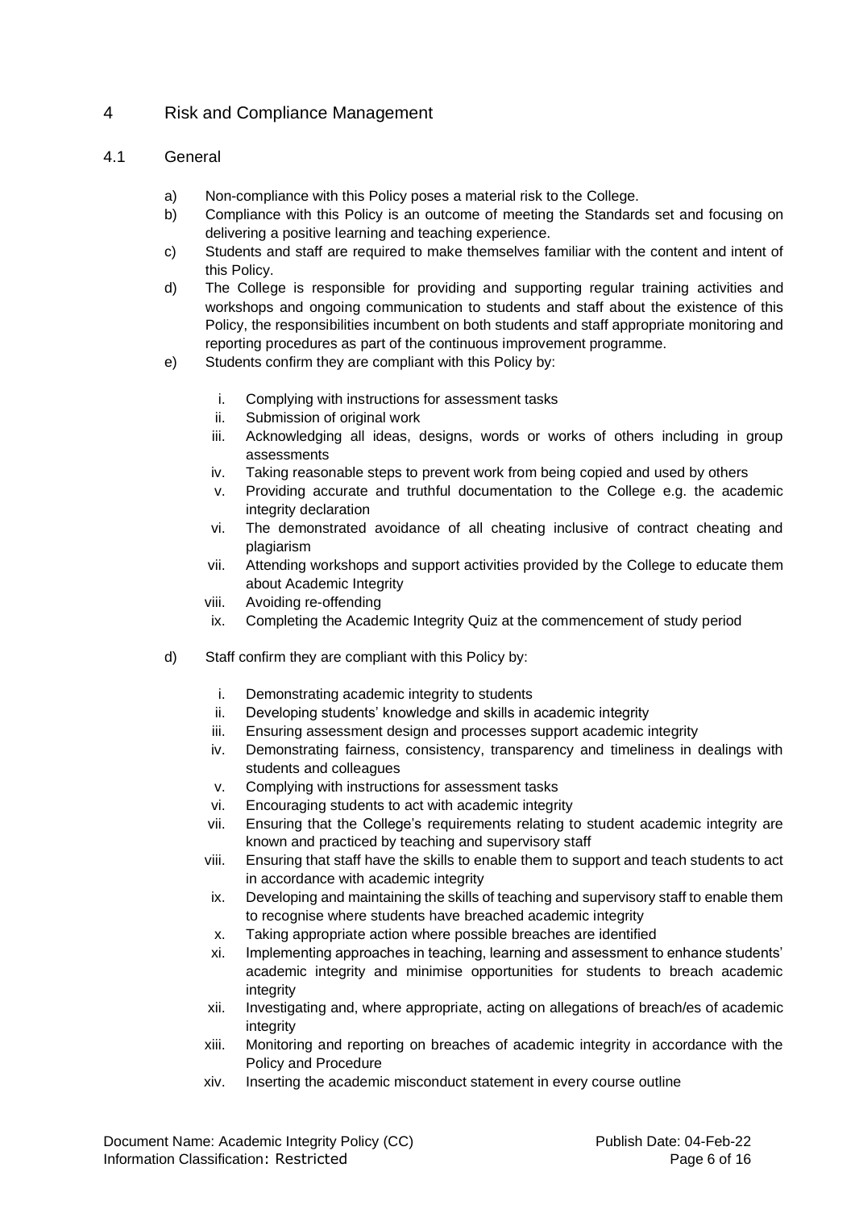# 4 Risk and Compliance Management

## 4.1 General

a) Non-compliance with this Policy poses a material risk to the College.

b) Compliance with this Policy is an outcome of meeting the Standards set and focusing on delivering a positive learning and teaching experience.

c) Students and staff are required to make themselves familiar with the content and intent of this Policy.

d) The College is responsible for providing and supporting regular training activities and workshops and ongoing communication to students and staff about the existence of this Policy, the responsibilities incumbent on both students and staff appropriate monitoring and reporting procedures as part of the continuous improvement programme.

e) Students confirm they are compliant with this Policy by:

   i. Complying with instructions for assessment tasks
   ii. Submission of original work
   iii. Acknowledging all ideas, designs, words or works of others including in group assessments
   iv. Taking reasonable steps to prevent work from being copied and used by others
   v. Providing accurate and truthful documentation to the College e.g. the academic integrity declaration
   vi. The demonstrated avoidance of all cheating inclusive of contract cheating and plagiarism
   vii. Attending workshops and support activities provided by the College to educate them about Academic Integrity
   viii. Avoiding re-offending
   ix. Completing the Academic Integrity Quiz at the commencement of study period

d) Staff confirm they are compliant with this Policy by:

   i. Demonstrating academic integrity to students
   ii. Developing students' knowledge and skills in academic integrity
   iii. Ensuring assessment design and processes support academic integrity
   iv. Demonstrating fairness, consistency, transparency and timeliness in dealings with students and colleagues
   v. Complying with instructions for assessment tasks
   vi. Encouraging students to act with academic integrity
   vii. Ensuring that the College's requirements relating to student academic integrity are known and practiced by teaching and supervisory staff
   viii. Ensuring that staff have the skills to enable them to support and teach students to act in accordance with academic integrity
   ix. Developing and maintaining the skills of teaching and supervisory staff to enable them to recognise where students have breached academic integrity
   x. Taking appropriate action where possible breaches are identified
   xi. Implementing approaches in teaching, learning and assessment to enhance students' academic integrity and minimise opportunities for students to breach academic integrity
   xii. Investigating and, where appropriate, acting on allegations of breach/es of academic integrity
   xiii. Monitoring and reporting on breaches of academic integrity in accordance with the Policy and Procedure
   xiv. Inserting the academic misconduct statement in every course outline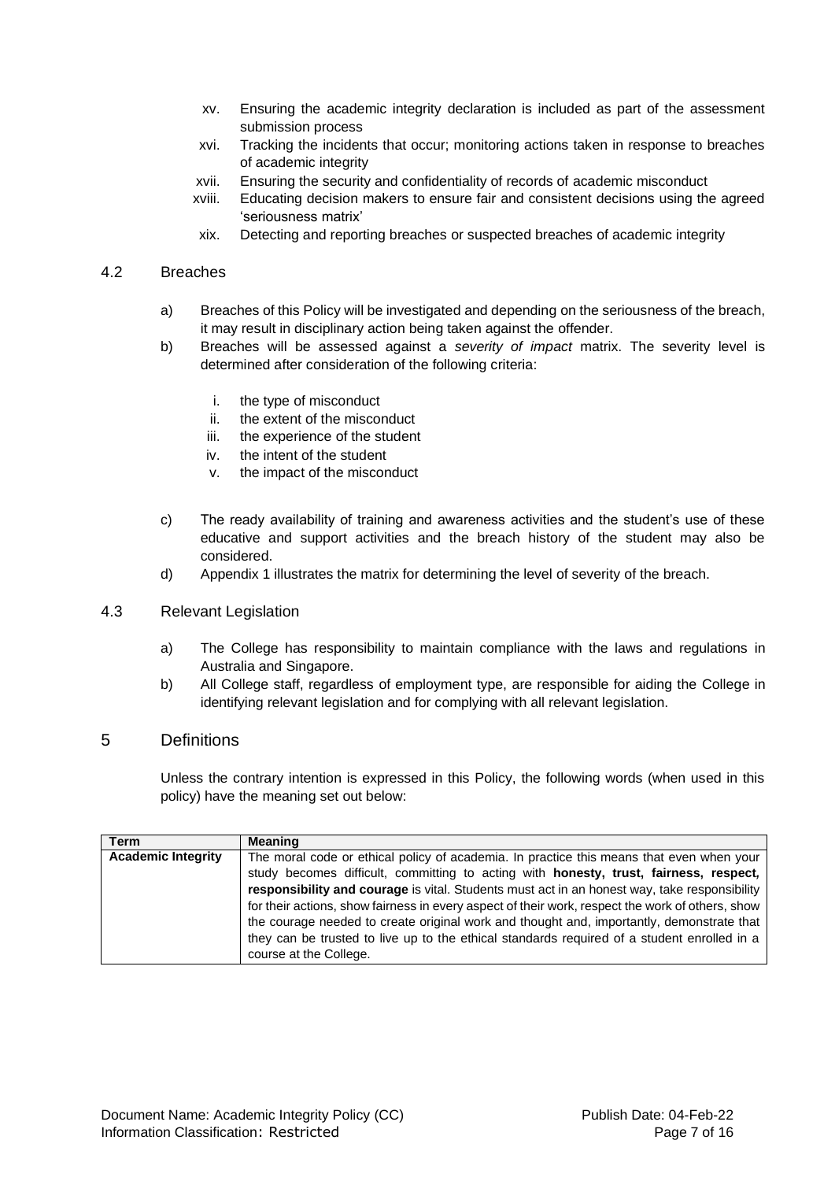xv. Ensuring the academic integrity declaration is included as part of the assessment submission process
xvi. Tracking the incidents that occur; monitoring actions taken in response to breaches of academic integrity
xvii. Ensuring the security and confidentiality of records of academic misconduct
xviii. Educating decision makers to ensure fair and consistent decisions using the agreed 'seriousness matrix'
xix. Detecting and reporting breaches or suspected breaches of academic integrity

### 4.2 Breaches

a) Breaches of this Policy will be investigated and depending on the seriousness of the breach, it may result in disciplinary action being taken against the offender.

b) Breaches will be assessed against a *severity of impact* matrix. The severity level is determined after consideration of the following criteria:

   i. the type of misconduct
   ii. the extent of the misconduct
   iii. the experience of the student
   iv. the intent of the student
   v. the impact of the misconduct

c) The ready availability of training and awareness activities and the student's use of these educative and support activities and the breach history of the student may also be considered.

d) Appendix 1 illustrates the matrix for determining the level of severity of the breach.

### 4.3 Relevant Legislation

a) The College has responsibility to maintain compliance with the laws and regulations in Australia and Singapore.

b) All College staff, regardless of employment type, are responsible for aiding the College in identifying relevant legislation and for complying with all relevant legislation.

## 5 Definitions

Unless the contrary intention is expressed in this Policy, the following words (when used in this policy) have the meaning set out below:

| Term | Meaning |
|---|---|
| **Academic Integrity** | The moral code or ethical policy of academia. In practice this means that even when your study becomes difficult, committing to acting with **honesty, trust, fairness, respect, responsibility and courage** is vital. Students must act in an honest way, take responsibility for their actions, show fairness in every aspect of their work, respect the work of others, show the courage needed to create original work and thought and, importantly, demonstrate that they can be trusted to live up to the ethical standards required of a student enrolled in a course at the College. |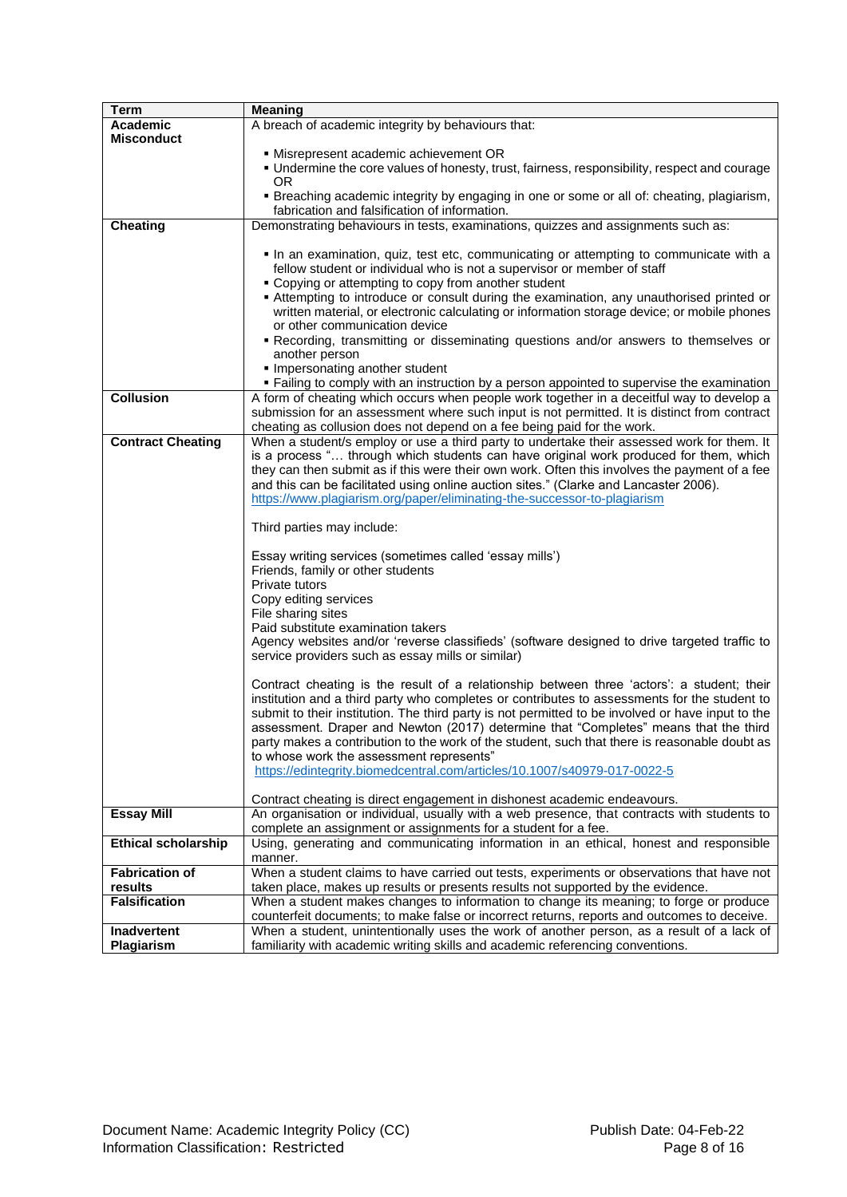| Term | Meaning |
|---|---|
| **Academic Misconduct** | A breach of academic integrity by behaviours that:<br><br>▪ Misrepresent academic achievement OR<br>▪ Undermine the core values of honesty, trust, fairness, responsibility, respect and courage OR<br>▪ Breaching academic integrity by engaging in one or some or all of: cheating, plagiarism, fabrication and falsification of information. |
| **Cheating** | Demonstrating behaviours in tests, examinations, quizzes and assignments such as:<br><br>▪ In an examination, quiz, test etc, communicating or attempting to communicate with a fellow student or individual who is not a supervisor or member of staff<br>▪ Copying or attempting to copy from another student<br>▪ Attempting to introduce or consult during the examination, any unauthorised printed or written material, or electronic calculating or information storage device; or mobile phones or other communication device<br>▪ Recording, transmitting or disseminating questions and/or answers to themselves or another person<br>▪ Impersonating another student<br>▪ Failing to comply with an instruction by a person appointed to supervise the examination |
| **Collusion** | A form of cheating which occurs when people work together in a deceitful way to develop a submission for an assessment where such input is not permitted. It is distinct from contract cheating as collusion does not depend on a fee being paid for the work. |
| **Contract Cheating** | When a student/s employ or use a third party to undertake their assessed work for them. It is a process "… through which students can have original work produced for them, which they can then submit as if this were their own work. Often this involves the payment of a fee and this can be facilitated using online auction sites." (Clarke and Lancaster 2006). https://www.plagiarism.org/paper/eliminating-the-successor-to-plagiarism<br><br>Third parties may include:<br><br>Essay writing services (sometimes called 'essay mills')<br>Friends, family or other students<br>Private tutors<br>Copy editing services<br>File sharing sites<br>Paid substitute examination takers<br>Agency websites and/or 'reverse classifieds' (software designed to drive targeted traffic to service providers such as essay mills or similar)<br><br>Contract cheating is the result of a relationship between three 'actors': a student; their institution and a third party who completes or contributes to assessments for the student to submit to their institution. The third party is not permitted to be involved or have input to the assessment. Draper and Newton (2017) determine that "Completes" means that the third party makes a contribution to the work of the student, such that there is reasonable doubt as to whose work the assessment represents"<br>https://edintegrity.biomedcentral.com/articles/10.1007/s40979-017-0022-5<br><br>Contract cheating is direct engagement in dishonest academic endeavours. |
| **Essay Mill** | An organisation or individual, usually with a web presence, that contracts with students to complete an assignment or assignments for a student for a fee. |
| **Ethical scholarship** | Using, generating and communicating information in an ethical, honest and responsible manner. |
| **Fabrication of results** | When a student claims to have carried out tests, experiments or observations that have not taken place, makes up results or presents results not supported by the evidence. |
| **Falsification** | When a student makes changes to information to change its meaning; to forge or produce counterfeit documents; to make false or incorrect returns, reports and outcomes to deceive. |
| **Inadvertent Plagiarism** | When a student, unintentionally uses the work of another person, as a result of a lack of familiarity with academic writing skills and academic referencing conventions. |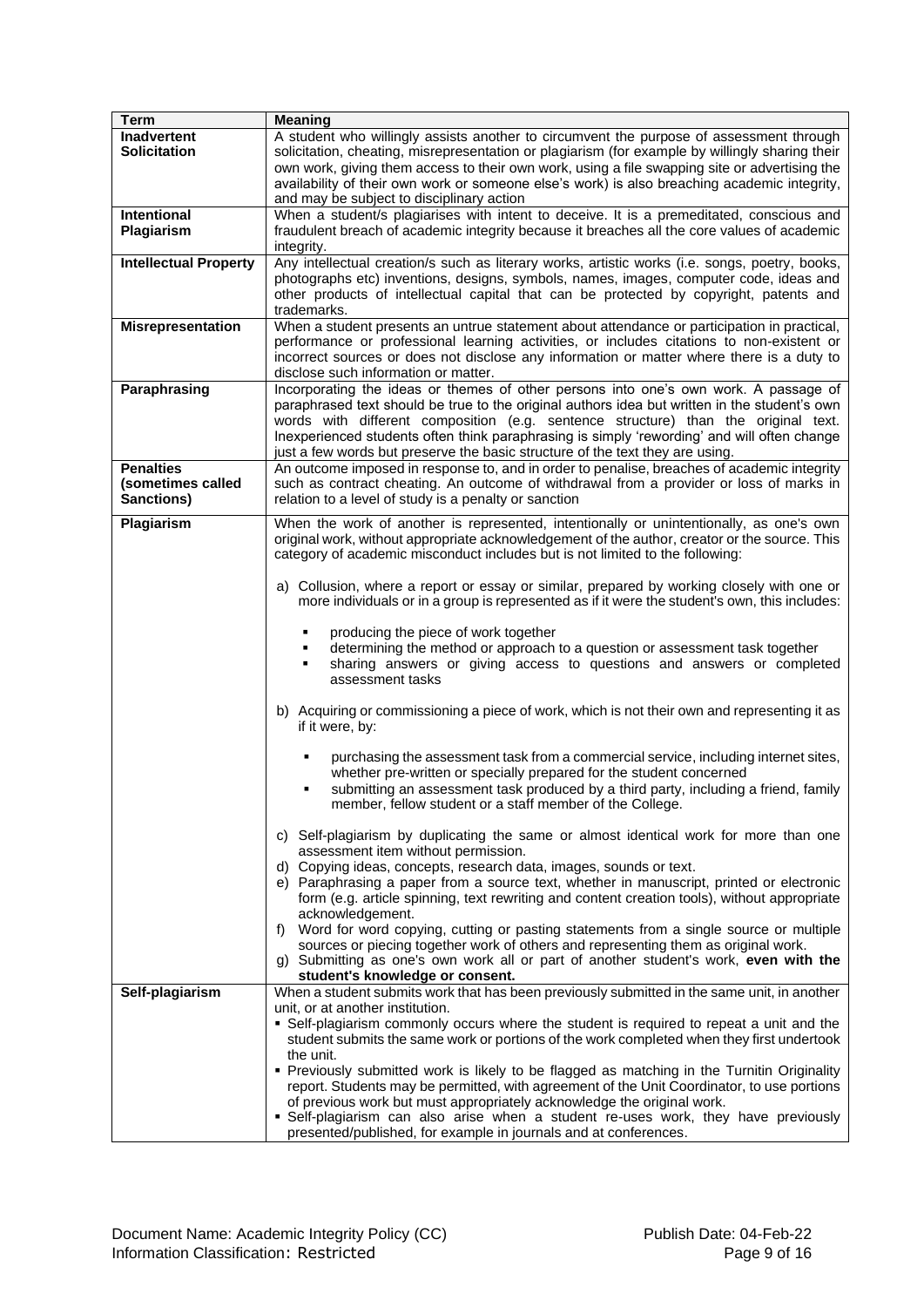| Term | Meaning |
|---|---|
| **Inadvertent Solicitation** | A student who willingly assists another to circumvent the purpose of assessment through solicitation, cheating, misrepresentation or plagiarism (for example by willingly sharing their own work, giving them access to their own work, using a file swapping site or advertising the availability of their own work or someone else's work) is also breaching academic integrity, and may be subject to disciplinary action |
| **Intentional Plagiarism** | When a student/s plagiarises with intent to deceive. It is a premeditated, conscious and fraudulent breach of academic integrity because it breaches all the core values of academic integrity. |
| **Intellectual Property** | Any intellectual creation/s such as literary works, artistic works (i.e. songs, poetry, books, photographs etc) inventions, designs, symbols, names, images, computer code, ideas and other products of intellectual capital that can be protected by copyright, patents and trademarks. |
| **Misrepresentation** | When a student presents an untrue statement about attendance or participation in practical, performance or professional learning activities, or includes citations to non-existent or incorrect sources or does not disclose any information or matter where there is a duty to disclose such information or matter. |
| **Paraphrasing** | Incorporating the ideas or themes of other persons into one's own work. A passage of paraphrased text should be true to the original authors idea but written in the student's own words with different composition (e.g. sentence structure) than the original text. Inexperienced students often think paraphrasing is simply 'rewording' and will often change just a few words but preserve the basic structure of the text they are using. |
| **Penalties (sometimes called Sanctions)** | An outcome imposed in response to, and in order to penalise, breaches of academic integrity such as contract cheating. An outcome of withdrawal from a provider or loss of marks in relation to a level of study is a penalty or sanction |
| **Plagiarism** | When the work of another is represented, intentionally or unintentionally, as one's own original work, without appropriate acknowledgement of the author, creator or the source. This category of academic misconduct includes but is not limited to the following:<br><br>a) Collusion, where a report or essay or similar, prepared by working closely with one or more individuals or in a group is represented as if it were the student's own, this includes:<br>▪ producing the piece of work together<br>▪ determining the method or approach to a question or assessment task together<br>▪ sharing answers or giving access to questions and answers or completed assessment tasks<br><br>b) Acquiring or commissioning a piece of work, which is not their own and representing it as if it were, by:<br>▪ purchasing the assessment task from a commercial service, including internet sites, whether pre-written or specially prepared for the student concerned<br>▪ submitting an assessment task produced by a third party, including a friend, family member, fellow student or a staff member of the College.<br><br>c) Self-plagiarism by duplicating the same or almost identical work for more than one assessment item without permission.<br>d) Copying ideas, concepts, research data, images, sounds or text.<br>e) Paraphrasing a paper from a source text, whether in manuscript, printed or electronic form (e.g. article spinning, text rewriting and content creation tools), without appropriate acknowledgement.<br>f) Word for word copying, cutting or pasting statements from a single source or multiple sources or piecing together work of others and representing them as original work.<br>g) Submitting as one's own work all or part of another student's work, **even with the student's knowledge or consent.** |
| **Self-plagiarism** | When a student submits work that has been previously submitted in the same unit, in another unit, or at another institution.<br>▪ Self-plagiarism commonly occurs where the student is required to repeat a unit and the student submits the same work or portions of the work completed when they first undertook the unit.<br>▪ Previously submitted work is likely to be flagged as matching in the Turnitin Originality report. Students may be permitted, with agreement of the Unit Coordinator, to use portions of previous work but must appropriately acknowledge the original work.<br>▪ Self-plagiarism can also arise when a student re-uses work, they have previously presented/published, for example in journals and at conferences. |

Document Name: Academic Integrity Policy (CC) Publish Date: 04-Feb-22
Information Classification: Restricted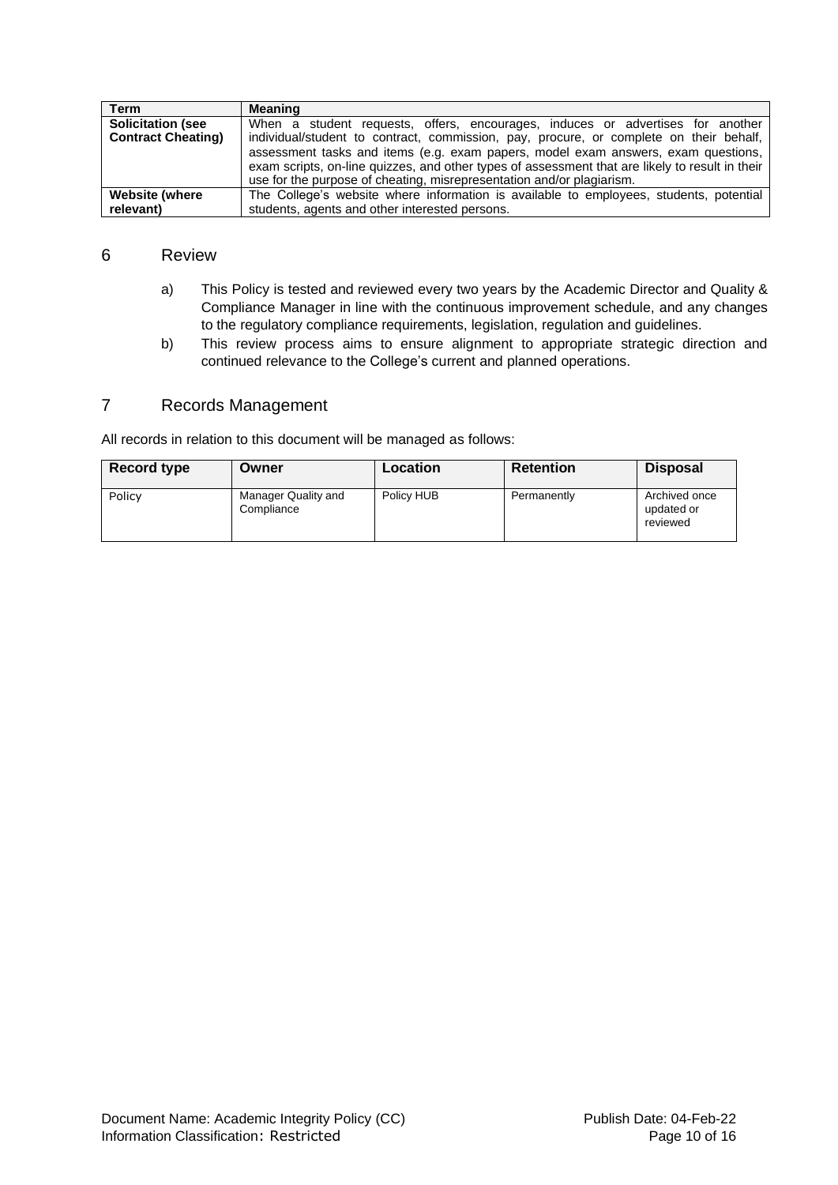| Term | Meaning |
|---|---|
| **Solicitation (see Contract Cheating)** | When a student requests, offers, encourages, induces or advertises for another individual/student to contract, commission, pay, procure, or complete on their behalf, assessment tasks and items (e.g. exam papers, model exam answers, exam questions, exam scripts, on-line quizzes, and other types of assessment that are likely to result in their use for the purpose of cheating, misrepresentation and/or plagiarism. |
| **Website (where relevant)** | The College's website where information is available to employees, students, potential students, agents and other interested persons. |

## 6 Review

a) This Policy is tested and reviewed every two years by the Academic Director and Quality & Compliance Manager in line with the continuous improvement schedule, and any changes to the regulatory compliance requirements, legislation, regulation and guidelines.

b) This review process aims to ensure alignment to appropriate strategic direction and continued relevance to the College's current and planned operations.

## 7 Records Management

All records in relation to this document will be managed as follows:

| Record type | Owner | Location | Retention | Disposal |
|---|---|---|---|---|
| Policy | Manager Quality and Compliance | Policy HUB | Permanently | Archived once updated or reviewed |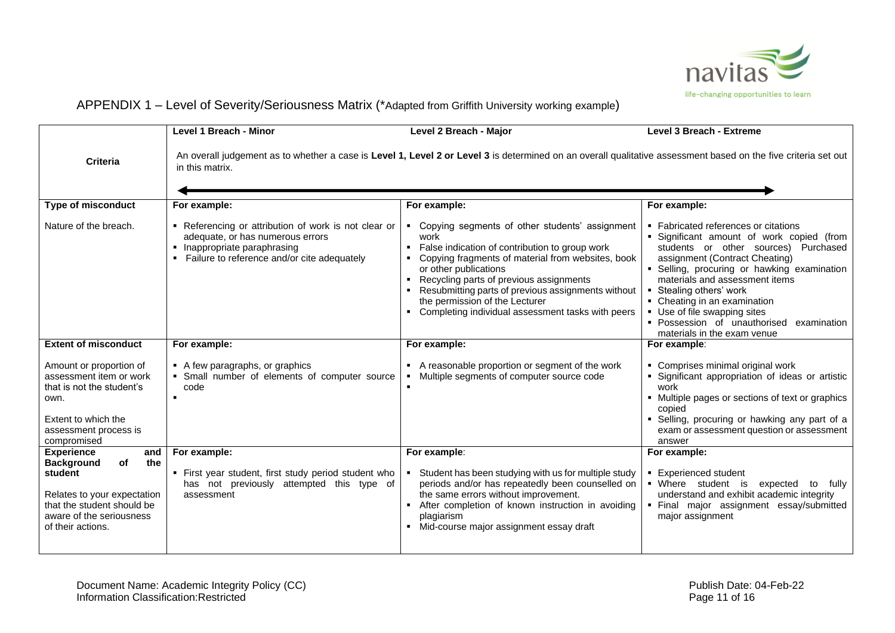## APPENDIX 1 – Level of Severity/Seriousness Matrix (*Adapted from Griffith University working example)

| | Level 1 Breach - Minor | Level 2 Breach - Major | Level 3 Breach - Extreme |
|---|---|---|---|
| **Criteria** | An overall judgement as to whether a case is **Level 1, Level 2 or Level 3** is determined on an overall qualitative assessment based on the five criteria set out in this matrix. | | |
| **Type of misconduct**<br><br>Nature of the breach. | **For example:**<br><br>▪ Referencing or attribution of work is not clear or adequate, or has numerous errors<br>▪ Inappropriate paraphrasing<br>▪ Failure to reference and/or cite adequately | **For example:**<br><br>▪ Copying segments of other students' assignment work<br>▪ False indication of contribution to group work<br>▪ Copying fragments of material from websites, book or other publications<br>▪ Recycling parts of previous assignments<br>▪ Resubmitting parts of previous assignments without the permission of the Lecturer<br>▪ Completing individual assessment tasks with peers | **For example:**<br><br>▪ Fabricated references or citations<br>▪ Significant amount of work copied (from students or other sources) Purchased assignment (Contract Cheating)<br>▪ Selling, procuring or hawking examination materials and assessment items<br>▪ Stealing others' work<br>▪ Cheating in an examination<br>▪ Use of file swapping sites<br>▪ Possession of unauthorised examination materials in the exam venue |
| **Extent of misconduct**<br><br>Amount or proportion of assessment item or work that is not the student's own.<br><br>Extent to which the assessment process is compromised | **For example:**<br><br>▪ A few paragraphs, or graphics<br>▪ Small number of elements of computer source code<br>▪ | **For example:**<br><br>▪ A reasonable proportion or segment of the work<br>▪ Multiple segments of computer source code<br>▪ | **For example**:<br><br>▪ Comprises minimal original work<br>▪ Significant appropriation of ideas or artistic work<br>▪ Multiple pages or sections of text or graphics copied<br>▪ Selling, procuring or hawking any part of a exam or assessment question or assessment answer |
| **Experience and Background of the student**<br><br>Relates to your expectation that the student should be aware of the seriousness of their actions. | **For example:**<br><br>▪ First year student, first study period student who has not previously attempted this type of assessment | **For example**:<br><br>▪ Student has been studying with us for multiple study periods and/or has repeatedly been counselled on the same errors without improvement.<br>▪ After completion of known instruction in avoiding plagiarism<br>▪ Mid-course major assignment essay draft | **For example:**<br><br>▪ Experienced student<br>▪ Where student is expected to fully understand and exhibit academic integrity<br>▪ Final major assignment essay/submitted major assignment |

Document Name: Academic Integrity Policy (CC)
Information Classification:Restricted
Publish Date: 04-Feb-22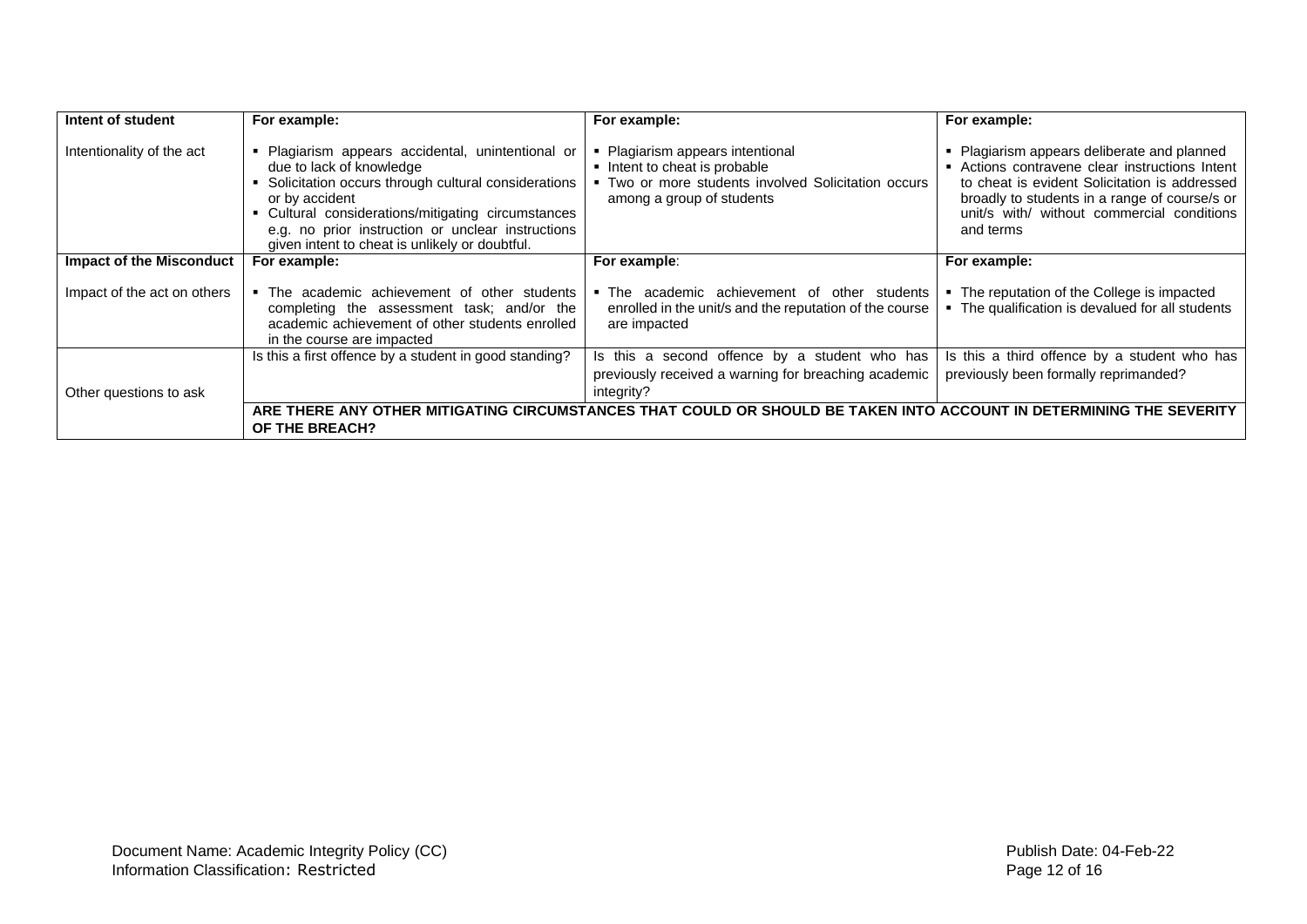| **Intent of student** | **For example:** | **For example:** | **For example:** |
|---|---|---|---|
| Intentionality of the act | ▪ Plagiarism appears accidental, unintentional or due to lack of knowledge<br>▪ Solicitation occurs through cultural considerations or by accident<br>▪ Cultural considerations/mitigating circumstances e.g. no prior instruction or unclear instructions given intent to cheat is unlikely or doubtful. | ▪ Plagiarism appears intentional<br>▪ Intent to cheat is probable<br>▪ Two or more students involved Solicitation occurs among a group of students | ▪ Plagiarism appears deliberate and planned<br>▪ Actions contravene clear instructions Intent to cheat is evident Solicitation is addressed broadly to students in a range of course/s or unit/s with/ without commercial conditions and terms |
| **Impact of the Misconduct** | **For example:** | **For example**: | **For example:** |
| Impact of the act on others | ▪ The academic achievement of other students completing the assessment task; and/or the academic achievement of other students enrolled in the course are impacted | ▪ The academic achievement of other students enrolled in the unit/s and the reputation of the course are impacted | ▪ The reputation of the College is impacted<br>▪ The qualification is devalued for all students |
| Other questions to ask | Is this a first offence by a student in good standing? | Is this a second offence by a student who has previously received a warning for breaching academic integrity? | Is this a third offence by a student who has previously been formally reprimanded? |
| | **ARE THERE ANY OTHER MITIGATING CIRCUMSTANCES THAT COULD OR SHOULD BE TAKEN INTO ACCOUNT IN DETERMINING THE SEVERITY OF THE BREACH?** | | |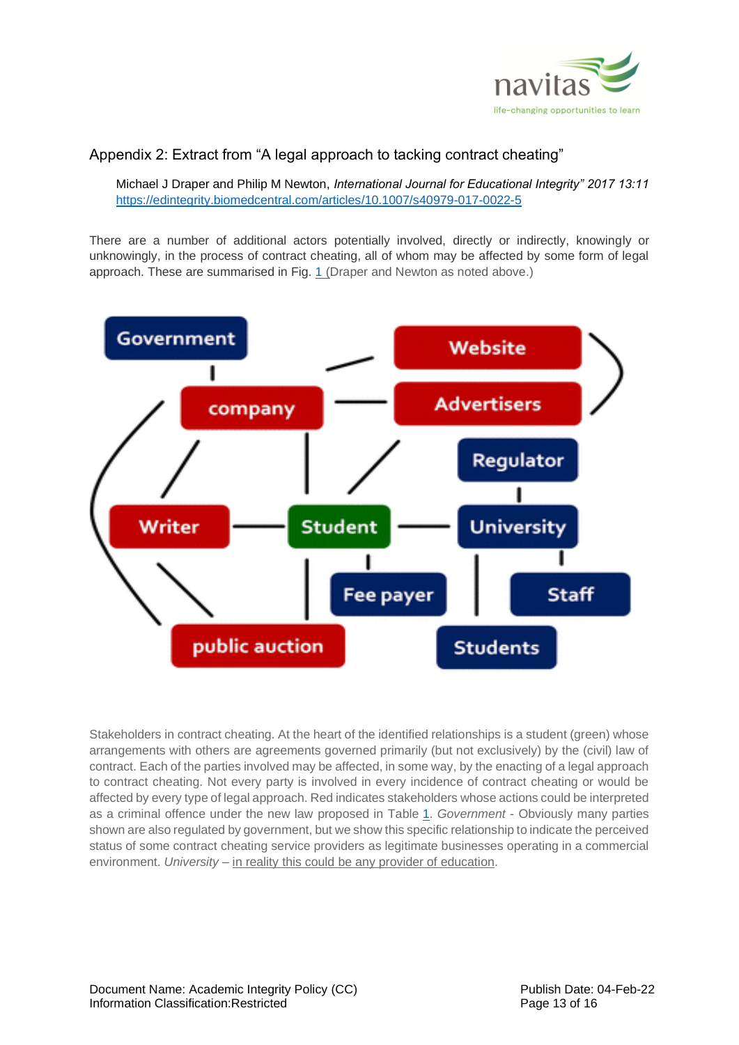## Appendix 2: Extract from "A legal approach to tacking contract cheating"

Michael J Draper and Philip M Newton, *International Journal for Educational Integrity" 2017 13:11*
https://edintegrity.biomedcentral.com/articles/10.1007/s40979-017-0022-5

There are a number of additional actors potentially involved, directly or indirectly, knowingly or unknowingly, in the process of contract cheating, all of whom may be affected by some form of legal approach. These are summarised in Fig. 1 (Draper and Newton as noted above.)

Government
Website
company
Advertisers
Regulator
Writer
Student
University
Fee payer
Staff
public auction
Students

Stakeholders in contract cheating. At the heart of the identified relationships is a student (green) whose arrangements with others are agreements governed primarily (but not exclusively) by the (civil) law of contract. Each of the parties involved may be affected, in some way, by the enacting of a legal approach to contract cheating. Not every party is involved in every incidence of contract cheating or would be affected by every type of legal approach. Red indicates stakeholders whose actions could be interpreted as a criminal offence under the new law proposed in Table 1. *Government* - Obviously many parties shown are also regulated by government, but we show this specific relationship to indicate the perceived status of some contract cheating service providers as legitimate businesses operating in a commercial environment. *University* – in reality this could be any provider of education.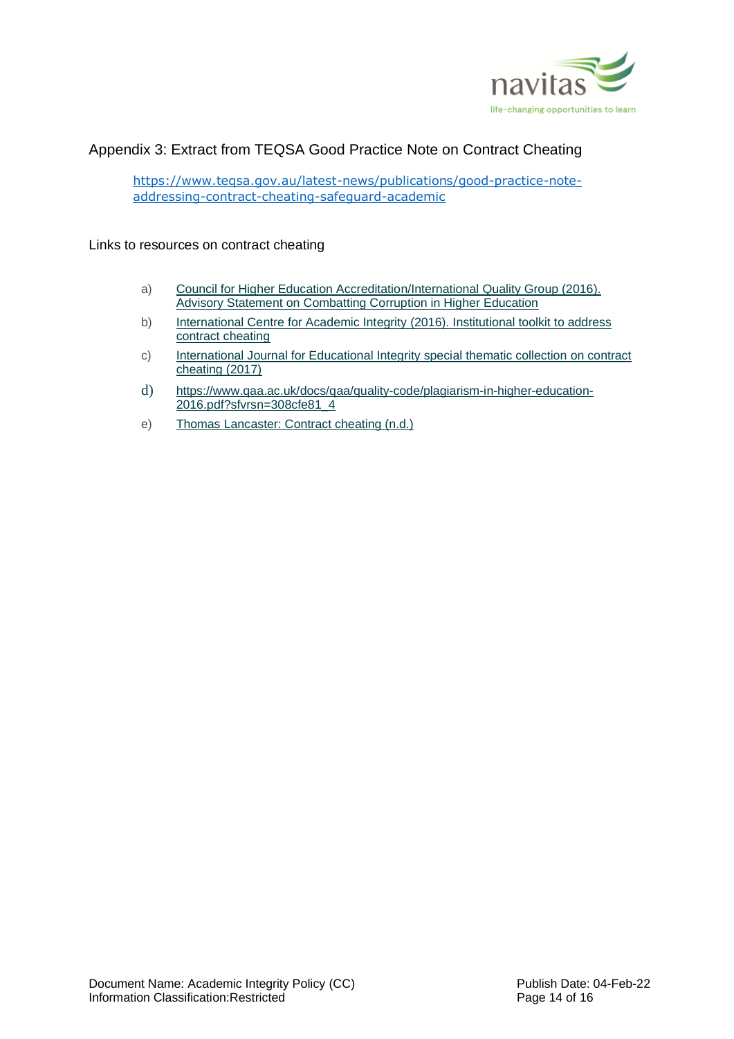## Appendix 3: Extract from TEQSA Good Practice Note on Contract Cheating

https://www.teqsa.gov.au/latest-news/publications/good-practice-note-addressing-contract-cheating-safeguard-academic

Links to resources on contract cheating

a) Council for Higher Education Accreditation/International Quality Group (2016). Advisory Statement on Combatting Corruption in Higher Education

b) International Centre for Academic Integrity (2016). Institutional toolkit to address contract cheating

c) International Journal for Educational Integrity special thematic collection on contract cheating (2017)

d) https://www.qaa.ac.uk/docs/qaa/quality-code/plagiarism-in-higher-education-2016.pdf?sfvrsn=308cfe81_4

e) Thomas Lancaster: Contract cheating (n.d.)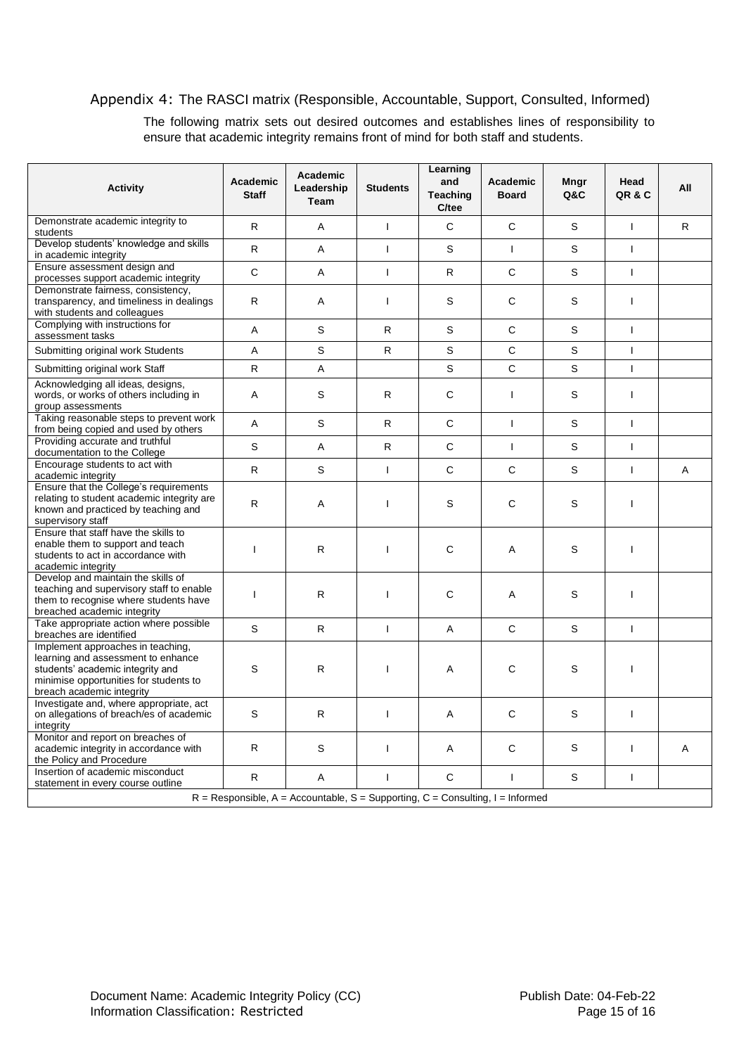## Appendix 4: The RASCI matrix (Responsible, Accountable, Support, Consulted, Informed)

The following matrix sets out desired outcomes and establishes lines of responsibility to ensure that academic integrity remains front of mind for both staff and students.

| Activity | Academic Staff | Academic Leadership Team | Students | Learning and Teaching C/tee | Academic Board | Mngr Q&C | Head QR & C | All |
|---|---|---|---|---|---|---|---|---|
| Demonstrate academic integrity to students | R | A | I | C | C | S | I | R |
| Develop students' knowledge and skills in academic integrity | R | A | I | S | I | S | I | |
| Ensure assessment design and processes support academic integrity | C | A | I | R | C | S | I | |
| Demonstrate fairness, consistency, transparency, and timeliness in dealings with students and colleagues | R | A | I | S | C | S | I | |
| Complying with instructions for assessment tasks | A | S | R | S | C | S | I | |
| Submitting original work Students | A | S | R | S | C | S | I | |
| Submitting original work Staff | R | A | | S | C | S | I | |
| Acknowledging all ideas, designs, words, or works of others including in group assessments | A | S | R | C | I | S | I | |
| Taking reasonable steps to prevent work from being copied and used by others | A | S | R | C | I | S | I | |
| Providing accurate and truthful documentation to the College | S | A | R | C | I | S | I | |
| Encourage students to act with academic integrity | R | S | I | C | C | S | I | A |
| Ensure that the College's requirements relating to student academic integrity are known and practiced by teaching and supervisory staff | R | A | I | S | C | S | I | |
| Ensure that staff have the skills to enable them to support and teach students to act in accordance with academic integrity | I | R | I | C | A | S | I | |
| Develop and maintain the skills of teaching and supervisory staff to enable them to recognise where students have breached academic integrity | I | R | I | C | A | S | I | |
| Take appropriate action where possible breaches are identified | S | R | I | A | C | S | I | |
| Implement approaches in teaching, learning and assessment to enhance students' academic integrity and minimise opportunities for students to breach academic integrity | S | R | I | A | C | S | I | |
| Investigate and, where appropriate, act on allegations of breach/es of academic integrity | S | R | I | A | C | S | I | |
| Monitor and report on breaches of academic integrity in accordance with the Policy and Procedure | R | S | I | A | C | S | I | A |
| Insertion of academic misconduct statement in every course outline | R | A | I | C | I | S | I | |

R = Responsible, A = Accountable, S = Supporting, C = Consulting, I = Informed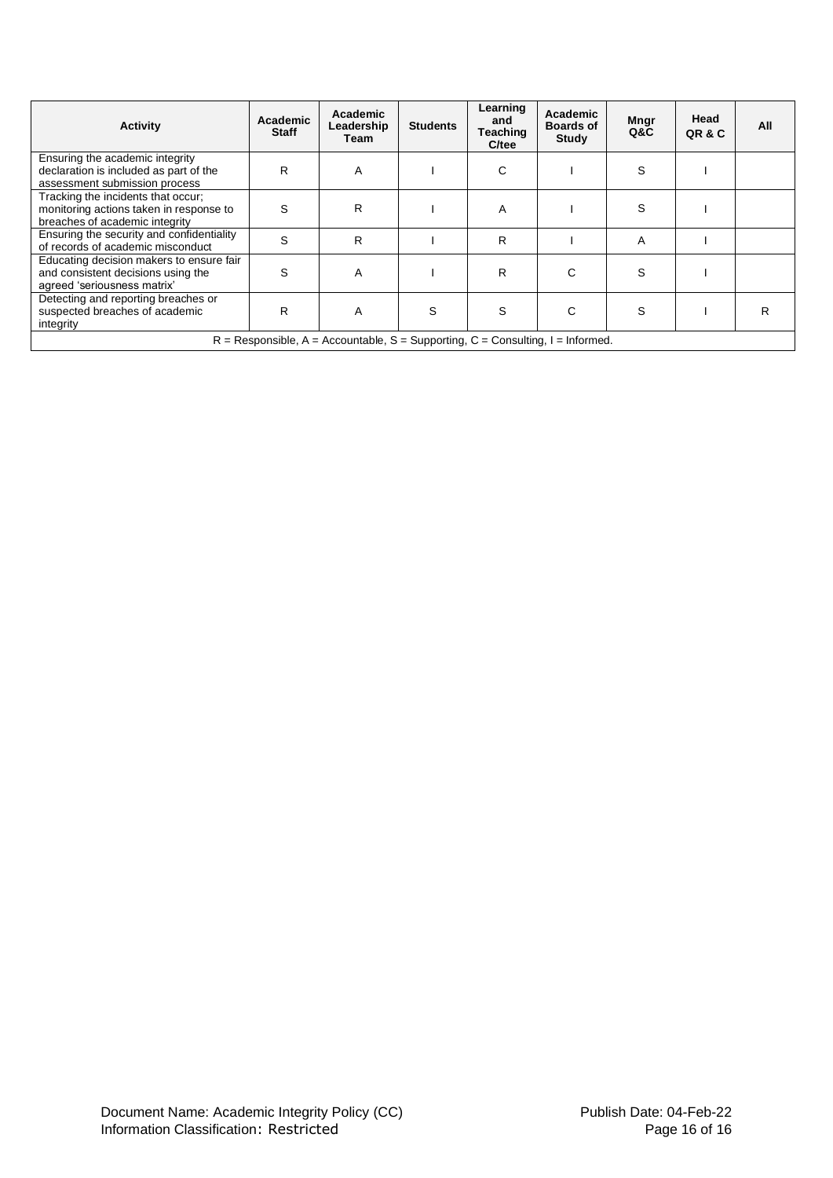| Activity | Academic Staff | Academic Leadership Team | Students | Learning and Teaching C/tee | Academic Boards of Study | Mngr Q&C | Head QR & C | All |
|---|---|---|---|---|---|---|---|---|
| Ensuring the academic integrity declaration is included as part of the assessment submission process | R | A | I | C | I | S | I | |
| Tracking the incidents that occur; monitoring actions taken in response to breaches of academic integrity | S | R | I | A | I | S | I | |
| Ensuring the security and confidentiality of records of academic misconduct | S | R | I | R | I | A | I | |
| Educating decision makers to ensure fair and consistent decisions using the agreed 'seriousness matrix' | S | A | I | R | C | S | I | |
| Detecting and reporting breaches or suspected breaches of academic integrity | R | A | S | S | C | S | I | R |

R = Responsible, A = Accountable, S = Supporting, C = Consulting, I = Informed.